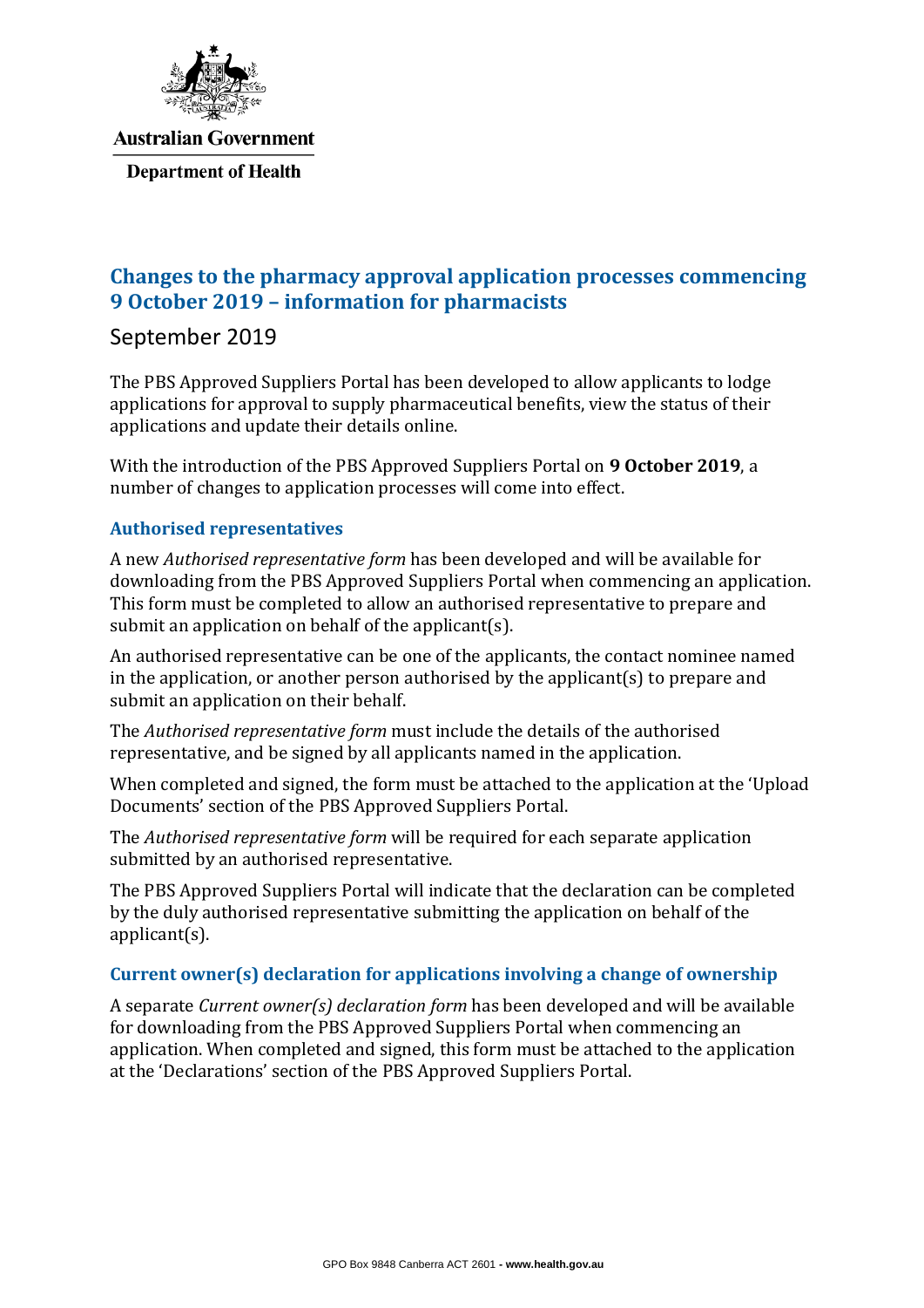Australian Government

Department of Health

# Changes to the pharmacy approval application processes commencing 9 October 2019 – information for pharmacists

September 2019

The PBS Approved Suppliers Portal has been developed to allow applicants to lodge applications for approval to supply pharmaceutical benefits, view the status of their applications and update their details online.

With the introduction of the PBS Approved Suppliers Portal on **9 October 2019**, a number of changes to application processes will come into effect.

## Authorised representatives

A new *Authorised representative form* has been developed and will be available for downloading from the PBS Approved Suppliers Portal when commencing an application. This form must be completed to allow an authorised representative to prepare and submit an application on behalf of the applicant(s).

An authorised representative can be one of the applicants, the contact nominee named in the application, or another person authorised by the applicant(s) to prepare and submit an application on their behalf.

The *Authorised representative form* must include the details of the authorised representative, and be signed by all applicants named in the application.

When completed and signed, the form must be attached to the application at the 'Upload Documents' section of the PBS Approved Suppliers Portal.

The *Authorised representative form* will be required for each separate application submitted by an authorised representative.

The PBS Approved Suppliers Portal will indicate that the declaration can be completed by the duly authorised representative submitting the application on behalf of the applicant(s).

## Current owner(s) declaration for applications involving a change of ownership

A separate *Current owner(s) declaration form* has been developed and will be available for downloading from the PBS Approved Suppliers Portal when commencing an application. When completed and signed, this form must be attached to the application at the 'Declarations' section of the PBS Approved Suppliers Portal.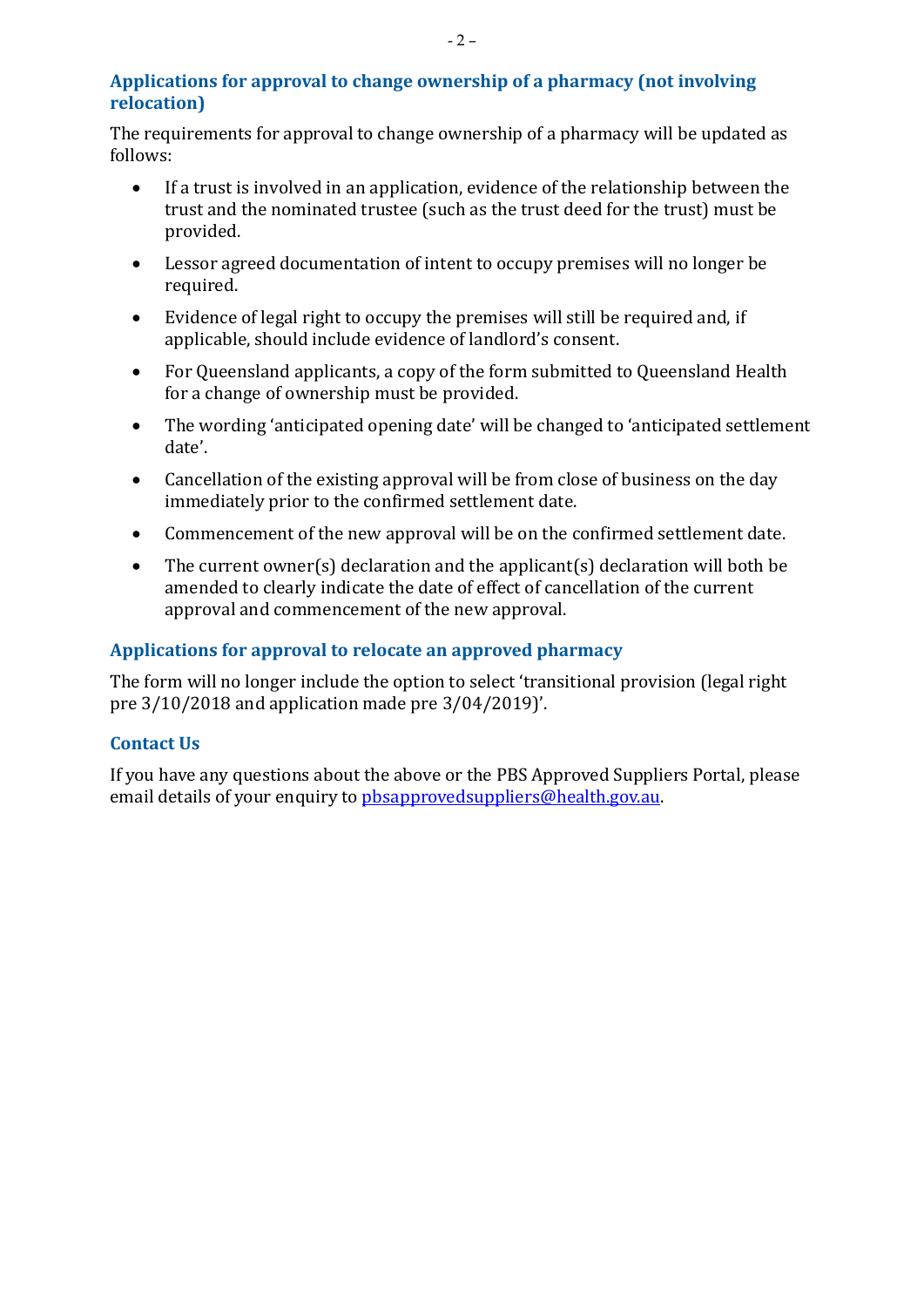## Applications for approval to change ownership of a pharmacy (not involving relocation)

The requirements for approval to change ownership of a pharmacy will be updated as follows:

- If a trust is involved in an application, evidence of the relationship between the trust and the nominated trustee (such as the trust deed for the trust) must be provided.
- Lessor agreed documentation of intent to occupy premises will no longer be required.
- Evidence of legal right to occupy the premises will still be required and, if applicable, should include evidence of landlord's consent.
- For Queensland applicants, a copy of the form submitted to Queensland Health for a change of ownership must be provided.
- The wording 'anticipated opening date' will be changed to 'anticipated settlement date'.
- Cancellation of the existing approval will be from close of business on the day immediately prior to the confirmed settlement date.
- Commencement of the new approval will be on the confirmed settlement date.
- The current owner(s) declaration and the applicant(s) declaration will both be amended to clearly indicate the date of effect of cancellation of the current approval and commencement of the new approval.

## Applications for approval to relocate an approved pharmacy

The form will no longer include the option to select 'transitional provision (legal right pre 3/10/2018 and application made pre 3/04/2019)'.

## Contact Us

If you have any questions about the above or the PBS Approved Suppliers Portal, please email details of your enquiry to pbsapprovedsuppliers@health.gov.au.